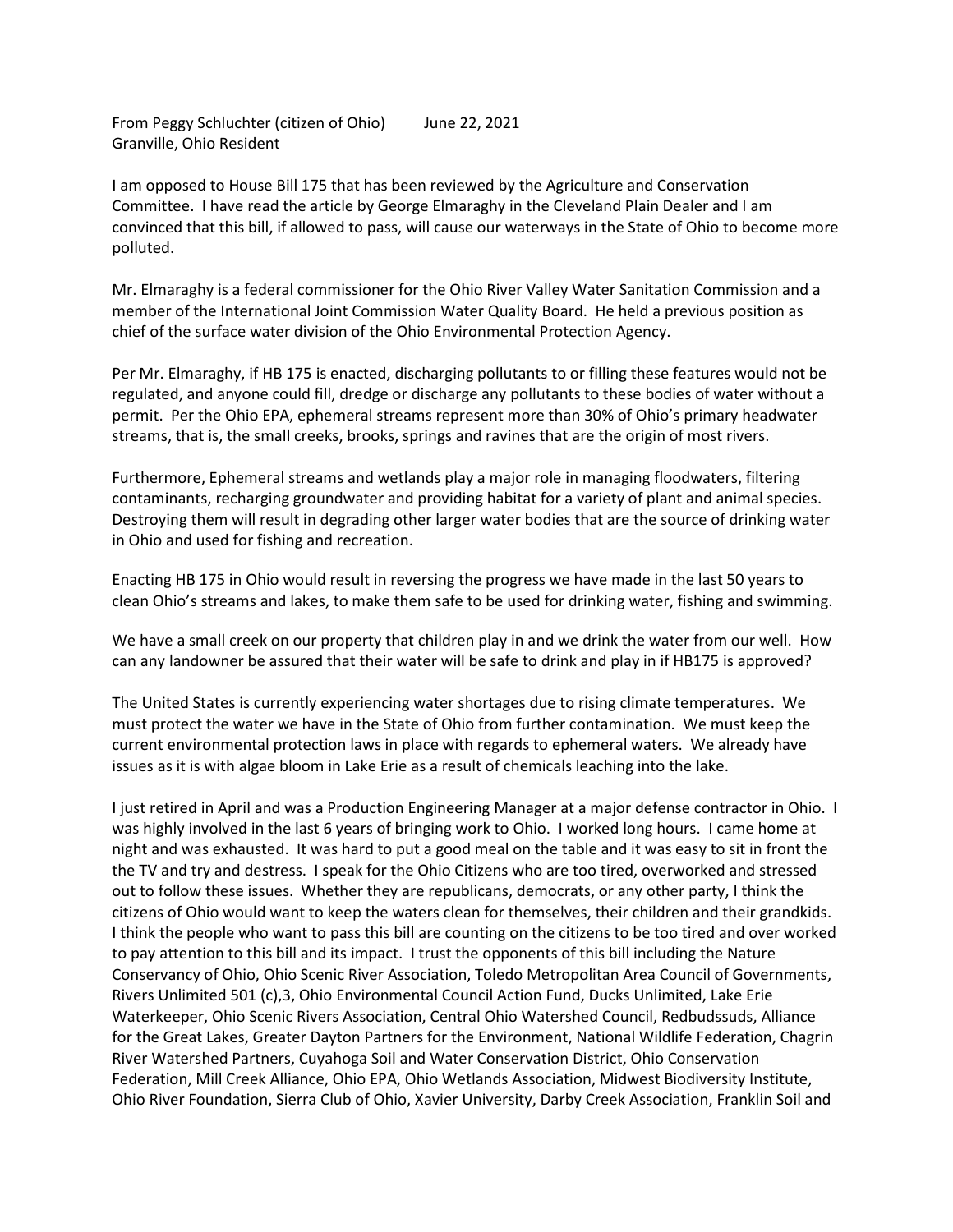From Peggy Schluchter (citizen of Ohio)        June 22, 2021
Granville, Ohio Resident

I am opposed to House Bill 175 that has been reviewed by the Agriculture and Conservation Committee. I have read the article by George Elmaraghy in the Cleveland Plain Dealer and I am convinced that this bill, if allowed to pass, will cause our waterways in the State of Ohio to become more polluted.

Mr. Elmaraghy is a federal commissioner for the Ohio River Valley Water Sanitation Commission and a member of the International Joint Commission Water Quality Board. He held a previous position as chief of the surface water division of the Ohio Environmental Protection Agency.

Per Mr. Elmaraghy, if HB 175 is enacted, discharging pollutants to or filling these features would not be regulated, and anyone could fill, dredge or discharge any pollutants to these bodies of water without a permit. Per the Ohio EPA, ephemeral streams represent more than 30% of Ohio's primary headwater streams, that is, the small creeks, brooks, springs and ravines that are the origin of most rivers.

Furthermore, Ephemeral streams and wetlands play a major role in managing floodwaters, filtering contaminants, recharging groundwater and providing habitat for a variety of plant and animal species. Destroying them will result in degrading other larger water bodies that are the source of drinking water in Ohio and used for fishing and recreation.

Enacting HB 175 in Ohio would result in reversing the progress we have made in the last 50 years to clean Ohio's streams and lakes, to make them safe to be used for drinking water, fishing and swimming.

We have a small creek on our property that children play in and we drink the water from our well. How can any landowner be assured that their water will be safe to drink and play in if HB175 is approved?

The United States is currently experiencing water shortages due to rising climate temperatures. We must protect the water we have in the State of Ohio from further contamination. We must keep the current environmental protection laws in place with regards to ephemeral waters. We already have issues as it is with algae bloom in Lake Erie as a result of chemicals leaching into the lake.

I just retired in April and was a Production Engineering Manager at a major defense contractor in Ohio. I was highly involved in the last 6 years of bringing work to Ohio. I worked long hours. I came home at night and was exhausted. It was hard to put a good meal on the table and it was easy to sit in front the the TV and try and destress. I speak for the Ohio Citizens who are too tired, overworked and stressed out to follow these issues. Whether they are republicans, democrats, or any other party, I think the citizens of Ohio would want to keep the waters clean for themselves, their children and their grandkids. I think the people who want to pass this bill are counting on the citizens to be too tired and over worked to pay attention to this bill and its impact. I trust the opponents of this bill including the Nature Conservancy of Ohio, Ohio Scenic River Association, Toledo Metropolitan Area Council of Governments, Rivers Unlimited 501 (c),3, Ohio Environmental Council Action Fund, Ducks Unlimited, Lake Erie Waterkeeper, Ohio Scenic Rivers Association, Central Ohio Watershed Council, Redbudssuds, Alliance for the Great Lakes, Greater Dayton Partners for the Environment, National Wildlife Federation, Chagrin River Watershed Partners, Cuyahoga Soil and Water Conservation District, Ohio Conservation Federation, Mill Creek Alliance, Ohio EPA, Ohio Wetlands Association, Midwest Biodiversity Institute, Ohio River Foundation, Sierra Club of Ohio, Xavier University, Darby Creek Association, Franklin Soil and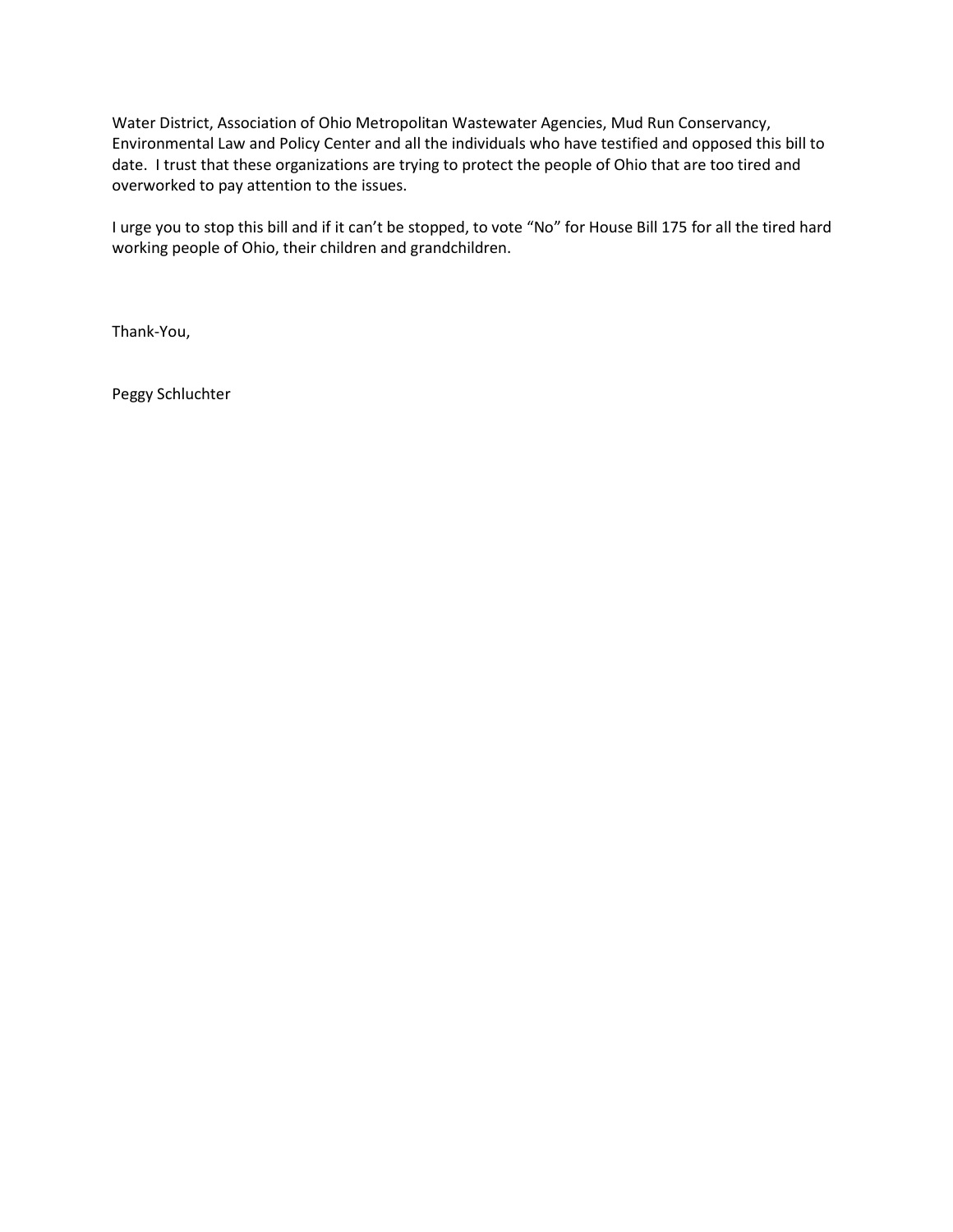Water District, Association of Ohio Metropolitan Wastewater Agencies, Mud Run Conservancy, Environmental Law and Policy Center and all the individuals who have testified and opposed this bill to date. I trust that these organizations are trying to protect the people of Ohio that are too tired and overworked to pay attention to the issues.

I urge you to stop this bill and if it can't be stopped, to vote "No" for House Bill 175 for all the tired hard working people of Ohio, their children and grandchildren.

Thank-You,

Peggy Schluchter